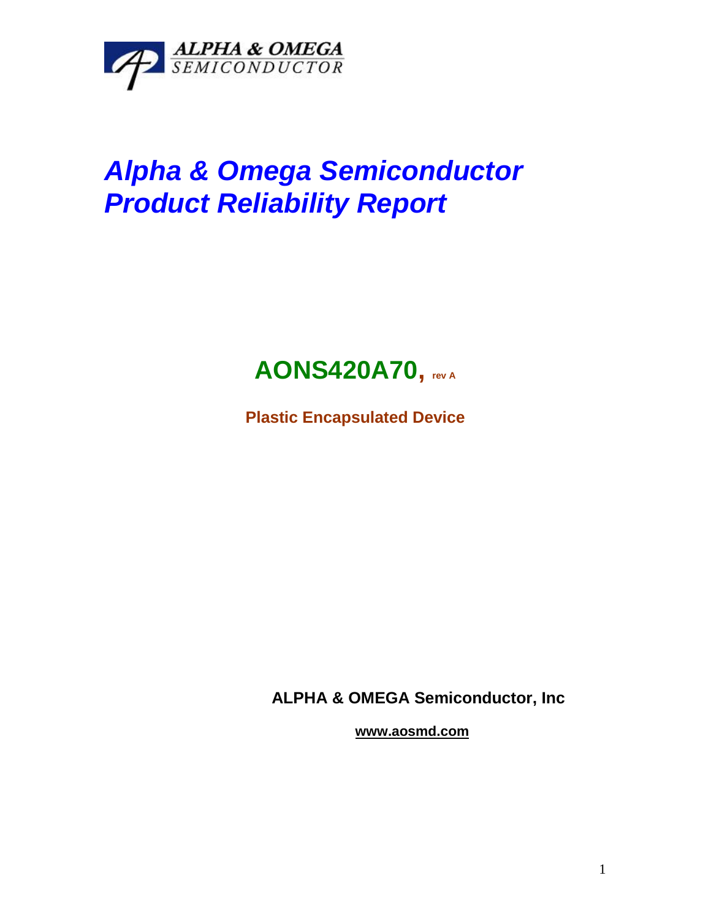ALPHA & OMEGA
SEMICONDUCTOR

# *Alpha & Omega Semiconductor*
# *Product Reliability Report*

## AONS420A70, rev A

**Plastic Encapsulated Device**

**ALPHA & OMEGA Semiconductor, Inc**

**www.aosmd.com**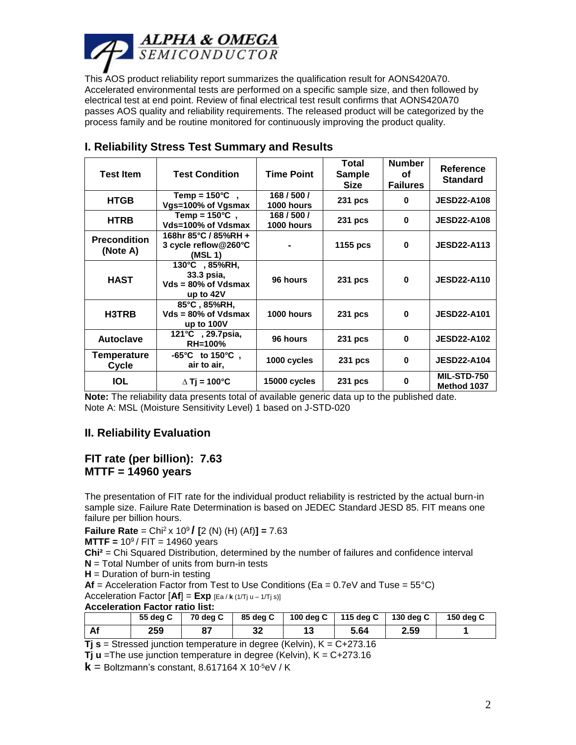This AOS product reliability report summarizes the qualification result for AONS420A70. Accelerated environmental tests are performed on a specific sample size, and then followed by electrical test at end point. Review of final electrical test result confirms that AONS420A70 passes AOS quality and reliability requirements. The released product will be categorized by the process family and be routine monitored for continuously improving the product quality.

## I. Reliability Stress Test Summary and Results

| Test Item | Test Condition | Time Point | Total Sample Size | Number of Failures | Reference Standard |
|---|---|---|---|---|---|
| **HTGB** | **Temp = 150°C , Vgs=100% of Vgsmax** | **168 / 500 / 1000 hours** | **231 pcs** | **0** | **JESD22-A108** |
| **HTRB** | **Temp = 150°C , Vds=100% of Vdsmax** | **168 / 500 / 1000 hours** | **231 pcs** | **0** | **JESD22-A108** |
| **Precondition (Note A)** | **168hr 85°C / 85%RH + 3 cycle reflow@260°C (MSL 1)** | **-** | **1155 pcs** | **0** | **JESD22-A113** |
| **HAST** | **130°C , 85%RH, 33.3 psia, Vds = 80% of Vdsmax up to 42V** | **96 hours** | **231 pcs** | **0** | **JESD22-A110** |
| **H3TRB** | **85°C , 85%RH, Vds = 80% of Vdsmax up to 100V** | **1000 hours** | **231 pcs** | **0** | **JESD22-A101** |
| **Autoclave** | **121°C , 29.7psia, RH=100%** | **96 hours** | **231 pcs** | **0** | **JESD22-A102** |
| **Temperature Cycle** | **-65°C to 150°C , air to air,** | **1000 cycles** | **231 pcs** | **0** | **JESD22-A104** |
| **IOL** | **$\Delta$ Tj = 100°C** | **15000 cycles** | **231 pcs** | **0** | **MIL-STD-750 Method 1037** |

**Note:** The reliability data presents total of available generic data up to the published date.
Note A: MSL (Moisture Sensitivity Level) 1 based on J-STD-020

## II. Reliability Evaluation

### FIT rate (per billion): 7.63
### MTTF = 14960 years

The presentation of FIT rate for the individual product reliability is restricted by the actual burn-in sample size. Failure Rate Determination is based on JEDEC Standard JESD 85. FIT means one failure per billion hours.

**Failure Rate** = $Chi^2 \times 10^9$ **/ [**2 (N) (H) (Af)**] =** 7.63

**MTTF =** $10^9$ / FIT = 14960 years

**Chi²** = Chi Squared Distribution, determined by the number of failures and confidence interval

**N** = Total Number of units from burn-in tests

**H** = Duration of burn-in testing

**Af** = Acceleration Factor from Test to Use Conditions (Ea = 0.7eV and Tuse = 55°C)

Acceleration Factor [**Af**] = **Exp** [Ea / **k** (1/Tj u – 1/Tj s)]

**Acceleration Factor ratio list:**

| | 55 deg C | 70 deg C | 85 deg C | 100 deg C | 115 deg C | 130 deg C | 150 deg C |
|---|---|---|---|---|---|---|---|
| **Af** | **259** | **87** | **32** | **13** | **5.64** | **2.59** | **1** |

**Tj s** = Stressed junction temperature in degree (Kelvin), K = C+273.16

**Tj u** =The use junction temperature in degree (Kelvin), K = C+273.16

**k** = Boltzmann's constant, $8.617164 \times 10^{-5}$eV / K